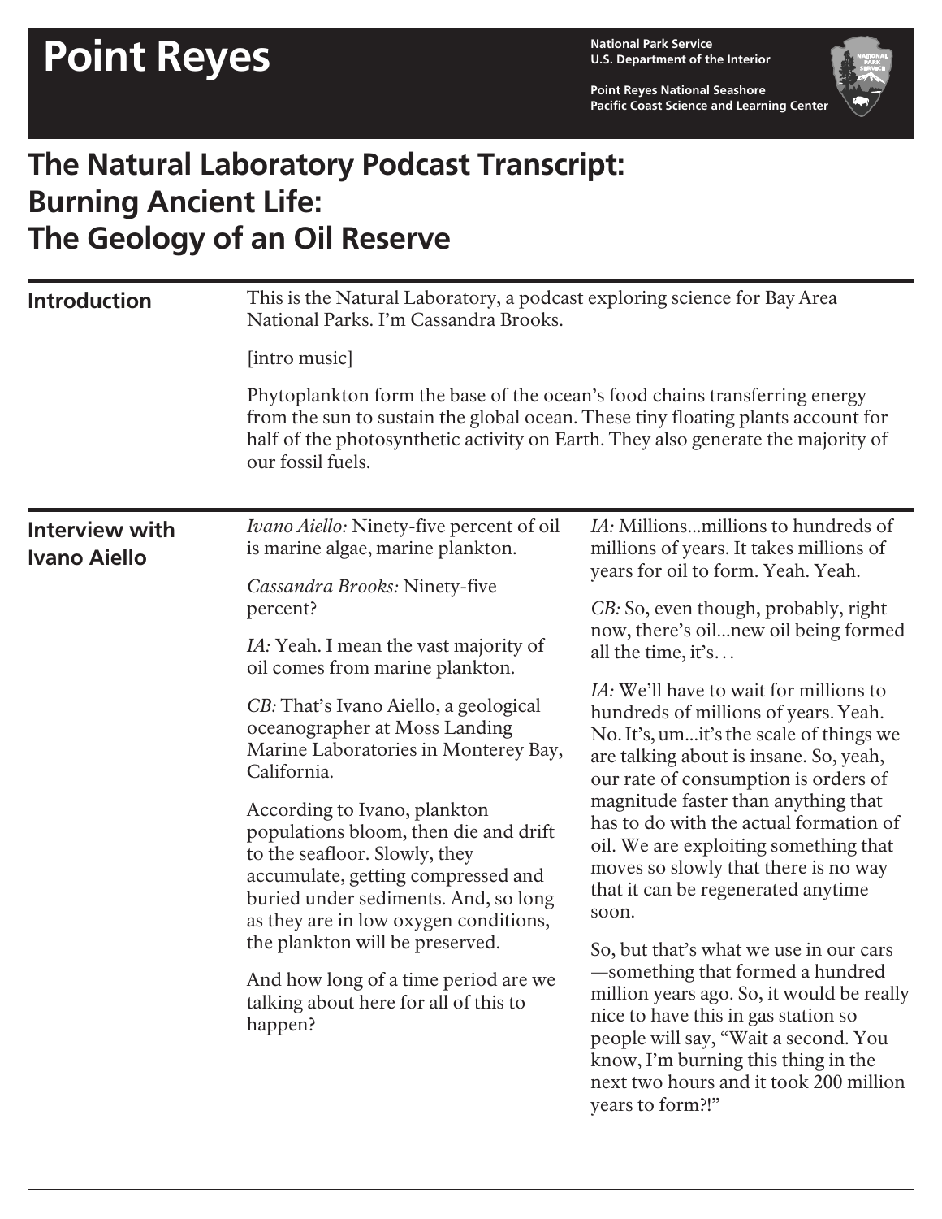# Point Reyes

**National Park Service**
**U.S. Department of the Interior**

**Point Reyes National Seashore**
**Pacific Coast Science and Learning Center**

## The Natural Laboratory Podcast Transcript: Burning Ancient Life: The Geology of an Oil Reserve

### Introduction

This is the Natural Laboratory, a podcast exploring science for Bay Area National Parks. I'm Cassandra Brooks.

[intro music]

Phytoplankton form the base of the ocean's food chains transferring energy from the sun to sustain the global ocean. These tiny floating plants account for half of the photosynthetic activity on Earth. They also generate the majority of our fossil fuels.

### Interview with Ivano Aiello

*Ivano Aiello:* Ninety-five percent of oil is marine algae, marine plankton.

*Cassandra Brooks:* Ninety-five percent?

*IA:* Yeah. I mean the vast majority of oil comes from marine plankton.

*CB:* That's Ivano Aiello, a geological oceanographer at Moss Landing Marine Laboratories in Monterey Bay, California.

According to Ivano, plankton populations bloom, then die and drift to the seafloor. Slowly, they accumulate, getting compressed and buried under sediments. And, so long as they are in low oxygen conditions, the plankton will be preserved.

And how long of a time period are we talking about here for all of this to happen?

*IA:* Millions...millions to hundreds of millions of years. It takes millions of years for oil to form. Yeah. Yeah.

*CB:* So, even though, probably, right now, there's oil...new oil being formed all the time, it's…

*IA:* We'll have to wait for millions to hundreds of millions of years. Yeah. No. It's, um...it's the scale of things we are talking about is insane. So, yeah, our rate of consumption is orders of magnitude faster than anything that has to do with the actual formation of oil. We are exploiting something that moves so slowly that there is no way that it can be regenerated anytime soon.

So, but that's what we use in our cars —something that formed a hundred million years ago. So, it would be really nice to have this in gas station so people will say, "Wait a second. You know, I'm burning this thing in the next two hours and it took 200 million years to form?!"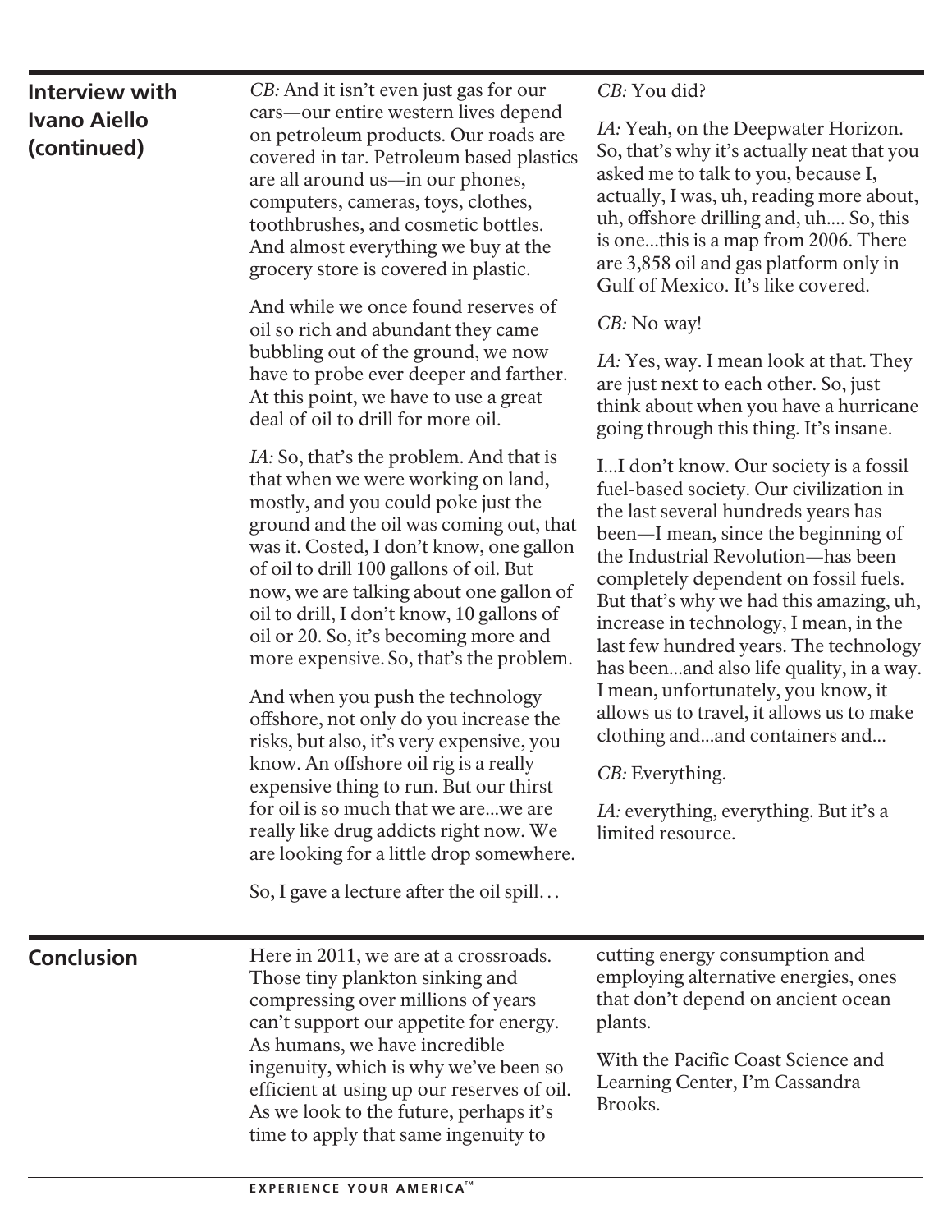## Interview with Ivano Aiello (continued)

*CB:* And it isn't even just gas for our cars—our entire western lives depend on petroleum products. Our roads are covered in tar. Petroleum based plastics are all around us—in our phones, computers, cameras, toys, clothes, toothbrushes, and cosmetic bottles. And almost everything we buy at the grocery store is covered in plastic.

And while we once found reserves of oil so rich and abundant they came bubbling out of the ground, we now have to probe ever deeper and farther. At this point, we have to use a great deal of oil to drill for more oil.

*IA:* So, that's the problem. And that is that when we were working on land, mostly, and you could poke just the ground and the oil was coming out, that was it. Costed, I don't know, one gallon of oil to drill 100 gallons of oil. But now, we are talking about one gallon of oil to drill, I don't know, 10 gallons of oil or 20. So, it's becoming more and more expensive. So, that's the problem.

And when you push the technology offshore, not only do you increase the risks, but also, it's very expensive, you know. An offshore oil rig is a really expensive thing to run. But our thirst for oil is so much that we are...we are really like drug addicts right now. We are looking for a little drop somewhere.

So, I gave a lecture after the oil spill…

*CB:* You did?

*IA:* Yeah, on the Deepwater Horizon. So, that's why it's actually neat that you asked me to talk to you, because I, actually, I was, uh, reading more about, uh, offshore drilling and, uh.... So, this is one...this is a map from 2006. There are 3,858 oil and gas platform only in Gulf of Mexico. It's like covered.

*CB:* No way!

*IA:* Yes, way. I mean look at that. They are just next to each other. So, just think about when you have a hurricane going through this thing. It's insane.

I...I don't know. Our society is a fossil fuel-based society. Our civilization in the last several hundreds years has been—I mean, since the beginning of the Industrial Revolution—has been completely dependent on fossil fuels. But that's why we had this amazing, uh, increase in technology, I mean, in the last few hundred years. The technology has been...and also life quality, in a way. I mean, unfortunately, you know, it allows us to travel, it allows us to make clothing and...and containers and...

*CB:* Everything.

*IA:* everything, everything. But it's a limited resource.

## Conclusion

Here in 2011, we are at a crossroads. Those tiny plankton sinking and compressing over millions of years can't support our appetite for energy. As humans, we have incredible ingenuity, which is why we've been so efficient at using up our reserves of oil. As we look to the future, perhaps it's time to apply that same ingenuity to cutting energy consumption and employing alternative energies, ones that don't depend on ancient ocean plants.

With the Pacific Coast Science and Learning Center, I'm Cassandra Brooks.